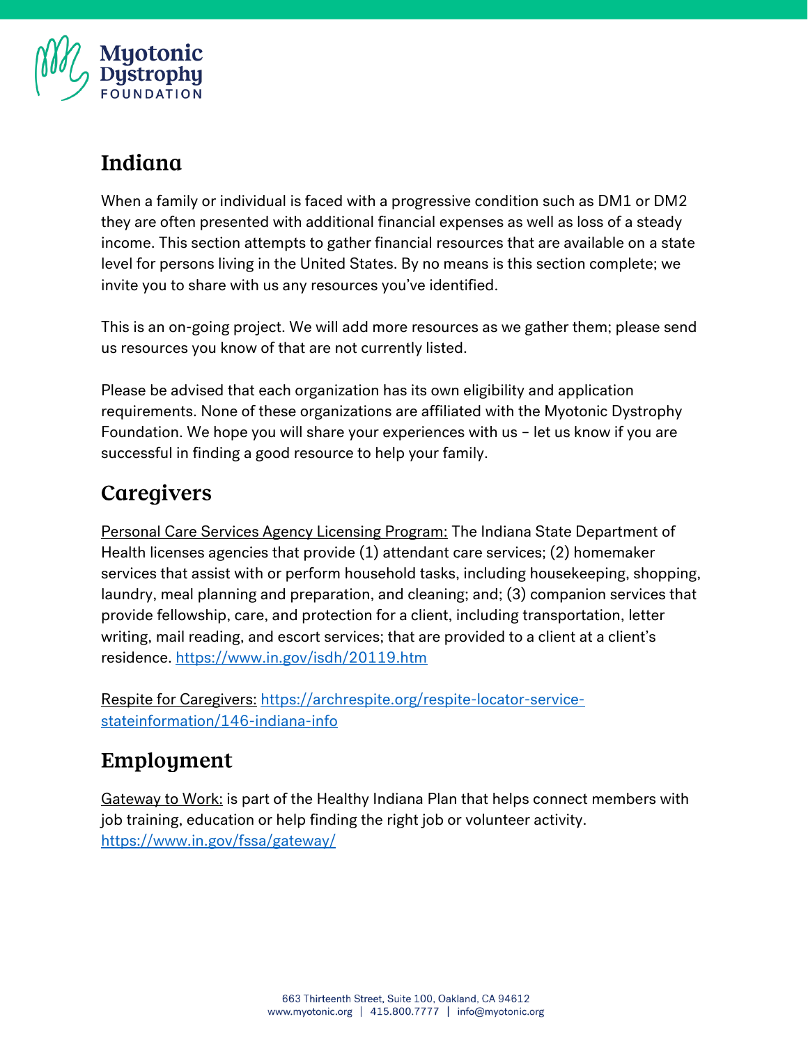# Indiana

When a family or individual is faced with a progressive condition such as DM1 or DM2 they are often presented with additional financial expenses as well as loss of a steady income. This section attempts to gather financial resources that are available on a state level for persons living in the United States. By no means is this section complete; we invite you to share with us any resources you've identified.

This is an on-going project. We will add more resources as we gather them; please send us resources you know of that are not currently listed.

Please be advised that each organization has its own eligibility and application requirements. None of these organizations are affiliated with the Myotonic Dystrophy Foundation. We hope you will share your experiences with us – let us know if you are successful in finding a good resource to help your family.

## Caregivers

Personal Care Services Agency Licensing Program: The Indiana State Department of Health licenses agencies that provide (1) attendant care services; (2) homemaker services that assist with or perform household tasks, including housekeeping, shopping, laundry, meal planning and preparation, and cleaning; and; (3) companion services that provide fellowship, care, and protection for a client, including transportation, letter writing, mail reading, and escort services; that are provided to a client at a client's residence. https://www.in.gov/isdh/20119.htm

Respite for Caregivers: https://archrespite.org/respite-locator-service-stateinformation/146-indiana-info

## Employment

Gateway to Work: is part of the Healthy Indiana Plan that helps connect members with job training, education or help finding the right job or volunteer activity. https://www.in.gov/fssa/gateway/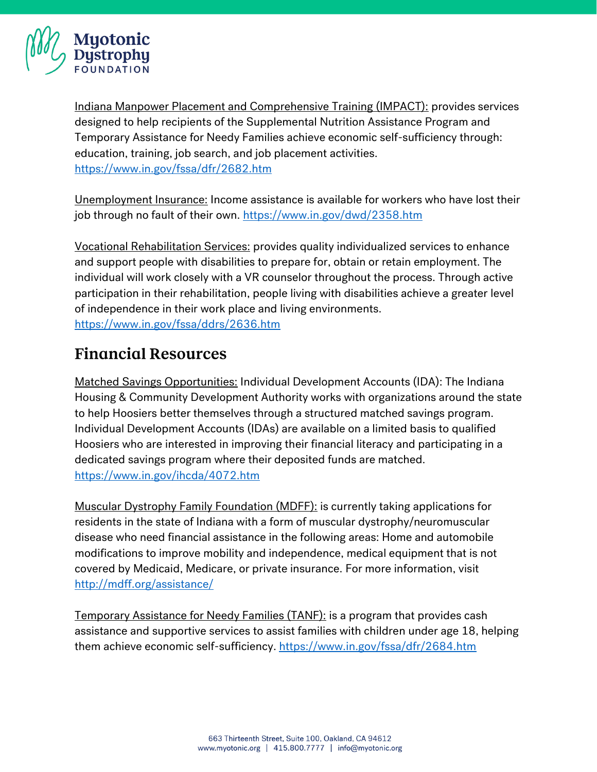Indiana Manpower Placement and Comprehensive Training (IMPACT): provides services designed to help recipients of the Supplemental Nutrition Assistance Program and Temporary Assistance for Needy Families achieve economic self-sufficiency through: education, training, job search, and job placement activities. https://www.in.gov/fssa/dfr/2682.htm

Unemployment Insurance: Income assistance is available for workers who have lost their job through no fault of their own. https://www.in.gov/dwd/2358.htm

Vocational Rehabilitation Services: provides quality individualized services to enhance and support people with disabilities to prepare for, obtain or retain employment. The individual will work closely with a VR counselor throughout the process. Through active participation in their rehabilitation, people living with disabilities achieve a greater level of independence in their work place and living environments. https://www.in.gov/fssa/ddrs/2636.htm

## Financial Resources

Matched Savings Opportunities: Individual Development Accounts (IDA): The Indiana Housing & Community Development Authority works with organizations around the state to help Hoosiers better themselves through a structured matched savings program. Individual Development Accounts (IDAs) are available on a limited basis to qualified Hoosiers who are interested in improving their financial literacy and participating in a dedicated savings program where their deposited funds are matched. https://www.in.gov/ihcda/4072.htm

Muscular Dystrophy Family Foundation (MDFF): is currently taking applications for residents in the state of Indiana with a form of muscular dystrophy/neuromuscular disease who need financial assistance in the following areas: Home and automobile modifications to improve mobility and independence, medical equipment that is not covered by Medicaid, Medicare, or private insurance. For more information, visit http://mdff.org/assistance/

Temporary Assistance for Needy Families (TANF): is a program that provides cash assistance and supportive services to assist families with children under age 18, helping them achieve economic self-sufficiency. https://www.in.gov/fssa/dfr/2684.htm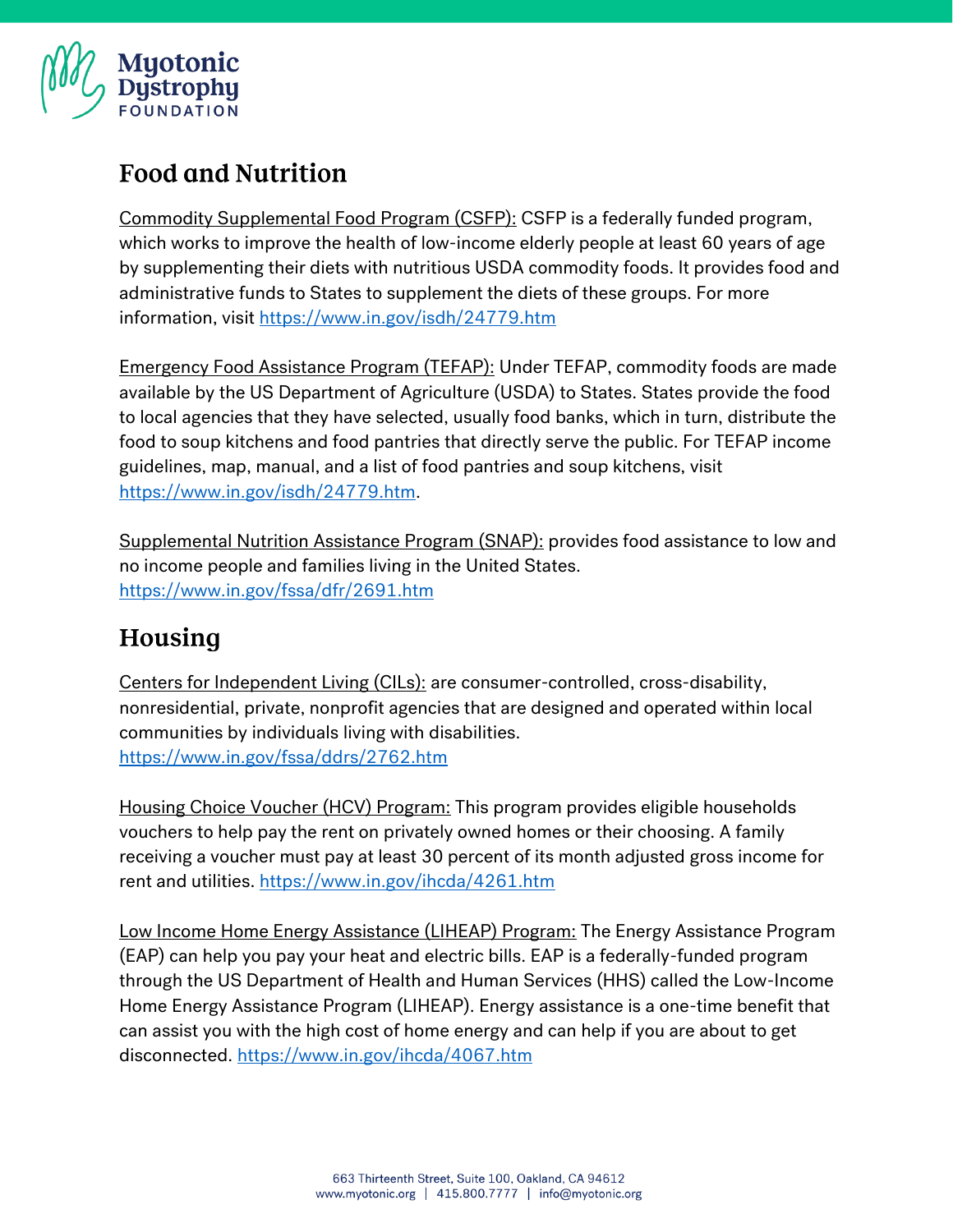## Food and Nutrition

Commodity Supplemental Food Program (CSFP): CSFP is a federally funded program, which works to improve the health of low-income elderly people at least 60 years of age by supplementing their diets with nutritious USDA commodity foods. It provides food and administrative funds to States to supplement the diets of these groups. For more information, visit https://www.in.gov/isdh/24779.htm

Emergency Food Assistance Program (TEFAP): Under TEFAP, commodity foods are made available by the US Department of Agriculture (USDA) to States. States provide the food to local agencies that they have selected, usually food banks, which in turn, distribute the food to soup kitchens and food pantries that directly serve the public. For TEFAP income guidelines, map, manual, and a list of food pantries and soup kitchens, visit https://www.in.gov/isdh/24779.htm.

Supplemental Nutrition Assistance Program (SNAP): provides food assistance to low and no income people and families living in the United States. https://www.in.gov/fssa/dfr/2691.htm

## Housing

Centers for Independent Living (CILs): are consumer-controlled, cross-disability, nonresidential, private, nonprofit agencies that are designed and operated within local communities by individuals living with disabilities. https://www.in.gov/fssa/ddrs/2762.htm

Housing Choice Voucher (HCV) Program: This program provides eligible households vouchers to help pay the rent on privately owned homes or their choosing. A family receiving a voucher must pay at least 30 percent of its month adjusted gross income for rent and utilities. https://www.in.gov/ihcda/4261.htm

Low Income Home Energy Assistance (LIHEAP) Program: The Energy Assistance Program (EAP) can help you pay your heat and electric bills. EAP is a federally-funded program through the US Department of Health and Human Services (HHS) called the Low-Income Home Energy Assistance Program (LIHEAP). Energy assistance is a one-time benefit that can assist you with the high cost of home energy and can help if you are about to get disconnected. https://www.in.gov/ihcda/4067.htm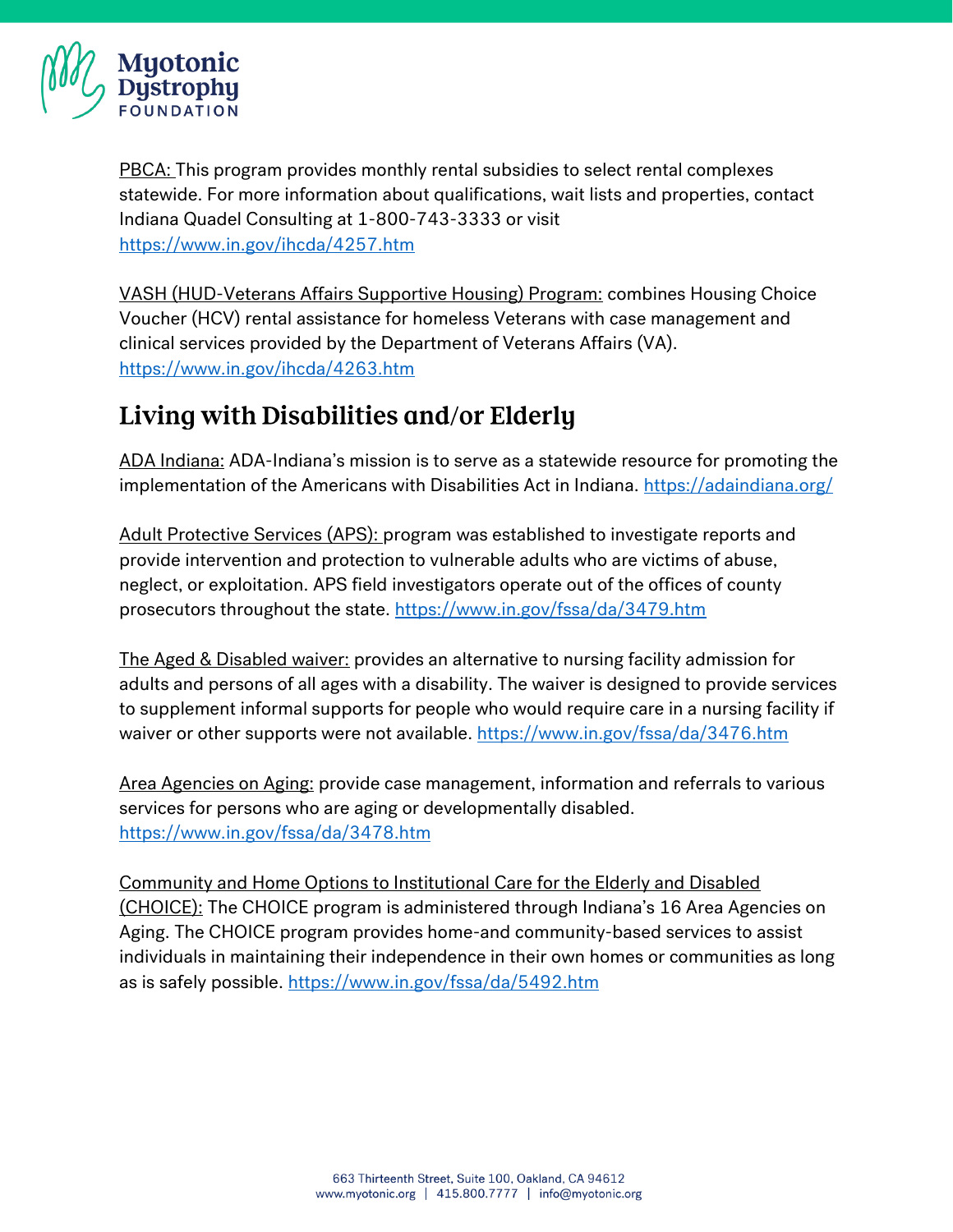PBCA: This program provides monthly rental subsidies to select rental complexes statewide. For more information about qualifications, wait lists and properties, contact Indiana Quadel Consulting at 1-800-743-3333 or visit https://www.in.gov/ihcda/4257.htm

VASH (HUD-Veterans Affairs Supportive Housing) Program: combines Housing Choice Voucher (HCV) rental assistance for homeless Veterans with case management and clinical services provided by the Department of Veterans Affairs (VA). https://www.in.gov/ihcda/4263.htm

## Living with Disabilities and/or Elderly

ADA Indiana: ADA-Indiana's mission is to serve as a statewide resource for promoting the implementation of the Americans with Disabilities Act in Indiana. https://adaindiana.org/

Adult Protective Services (APS): program was established to investigate reports and provide intervention and protection to vulnerable adults who are victims of abuse, neglect, or exploitation. APS field investigators operate out of the offices of county prosecutors throughout the state. https://www.in.gov/fssa/da/3479.htm

The Aged & Disabled waiver: provides an alternative to nursing facility admission for adults and persons of all ages with a disability. The waiver is designed to provide services to supplement informal supports for people who would require care in a nursing facility if waiver or other supports were not available. https://www.in.gov/fssa/da/3476.htm

Area Agencies on Aging: provide case management, information and referrals to various services for persons who are aging or developmentally disabled. https://www.in.gov/fssa/da/3478.htm

Community and Home Options to Institutional Care for the Elderly and Disabled (CHOICE): The CHOICE program is administered through Indiana's 16 Area Agencies on Aging. The CHOICE program provides home-and community-based services to assist individuals in maintaining their independence in their own homes or communities as long as is safely possible. https://www.in.gov/fssa/da/5492.htm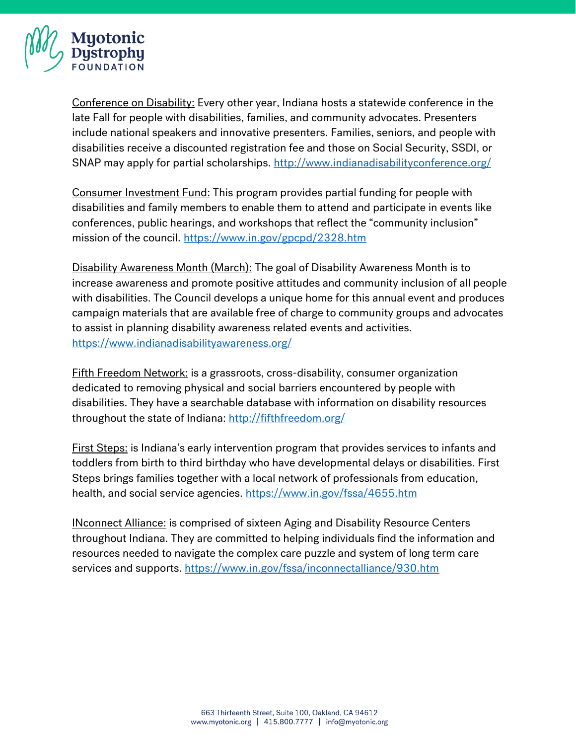Conference on Disability: Every other year, Indiana hosts a statewide conference in the late Fall for people with disabilities, families, and community advocates. Presenters include national speakers and innovative presenters. Families, seniors, and people with disabilities receive a discounted registration fee and those on Social Security, SSDI, or SNAP may apply for partial scholarships. http://www.indianadisabilityconference.org/

Consumer Investment Fund: This program provides partial funding for people with disabilities and family members to enable them to attend and participate in events like conferences, public hearings, and workshops that reflect the "community inclusion" mission of the council. https://www.in.gov/gpcpd/2328.htm

Disability Awareness Month (March): The goal of Disability Awareness Month is to increase awareness and promote positive attitudes and community inclusion of all people with disabilities. The Council develops a unique home for this annual event and produces campaign materials that are available free of charge to community groups and advocates to assist in planning disability awareness related events and activities. https://www.indianadisabilityawareness.org/

Fifth Freedom Network: is a grassroots, cross-disability, consumer organization dedicated to removing physical and social barriers encountered by people with disabilities. They have a searchable database with information on disability resources throughout the state of Indiana: http://fifthfreedom.org/

First Steps: is Indiana's early intervention program that provides services to infants and toddlers from birth to third birthday who have developmental delays or disabilities. First Steps brings families together with a local network of professionals from education, health, and social service agencies. https://www.in.gov/fssa/4655.htm

INconnect Alliance: is comprised of sixteen Aging and Disability Resource Centers throughout Indiana. They are committed to helping individuals find the information and resources needed to navigate the complex care puzzle and system of long term care services and supports. https://www.in.gov/fssa/inconnectalliance/930.htm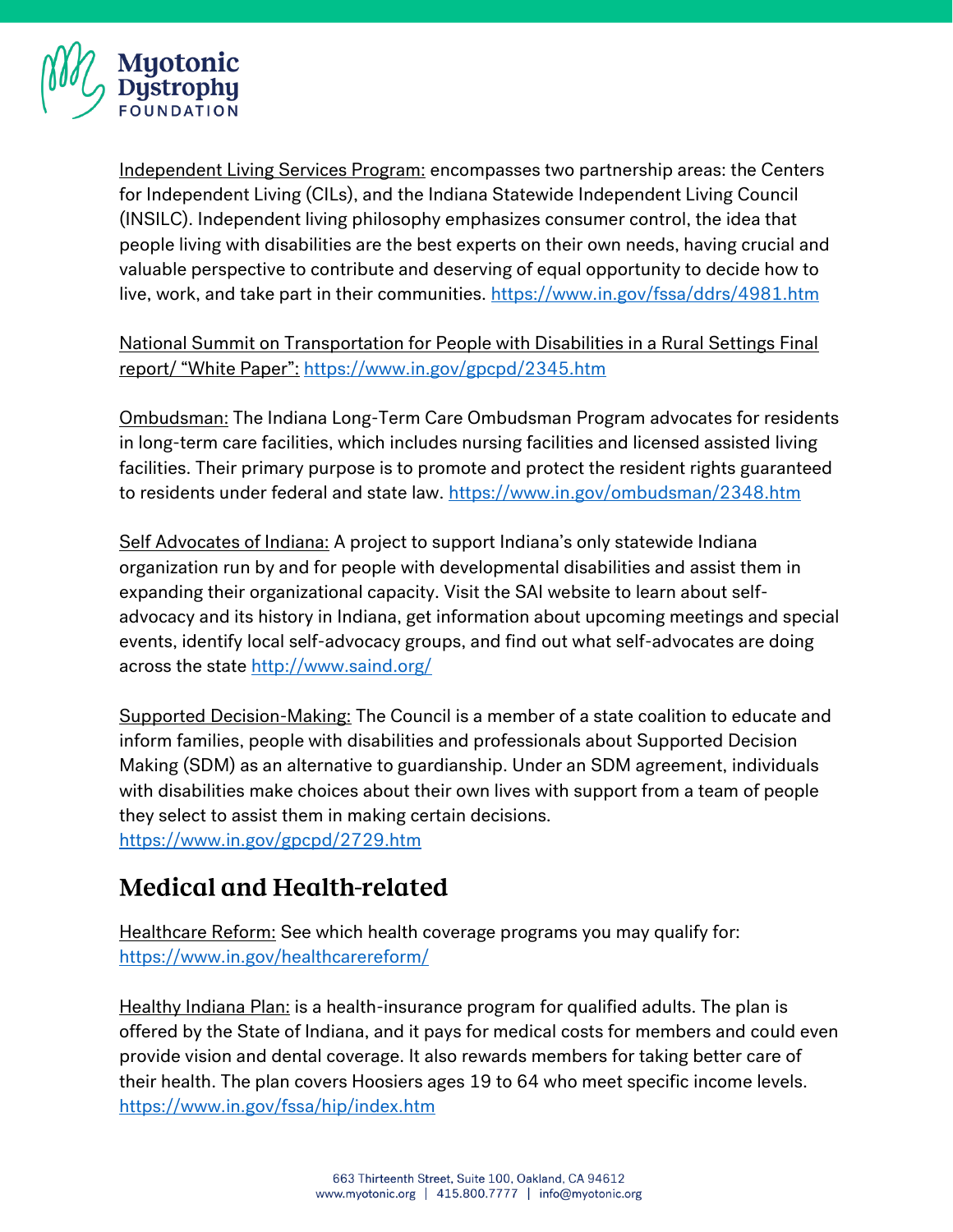Independent Living Services Program: encompasses two partnership areas: the Centers for Independent Living (CILs), and the Indiana Statewide Independent Living Council (INSILC). Independent living philosophy emphasizes consumer control, the idea that people living with disabilities are the best experts on their own needs, having crucial and valuable perspective to contribute and deserving of equal opportunity to decide how to live, work, and take part in their communities. https://www.in.gov/fssa/ddrs/4981.htm

National Summit on Transportation for People with Disabilities in a Rural Settings Final report/ "White Paper": https://www.in.gov/gpcpd/2345.htm

Ombudsman: The Indiana Long-Term Care Ombudsman Program advocates for residents in long-term care facilities, which includes nursing facilities and licensed assisted living facilities. Their primary purpose is to promote and protect the resident rights guaranteed to residents under federal and state law. https://www.in.gov/ombudsman/2348.htm

Self Advocates of Indiana: A project to support Indiana's only statewide Indiana organization run by and for people with developmental disabilities and assist them in expanding their organizational capacity. Visit the SAI website to learn about self-advocacy and its history in Indiana, get information about upcoming meetings and special events, identify local self-advocacy groups, and find out what self-advocates are doing across the state http://www.saind.org/

Supported Decision-Making: The Council is a member of a state coalition to educate and inform families, people with disabilities and professionals about Supported Decision Making (SDM) as an alternative to guardianship. Under an SDM agreement, individuals with disabilities make choices about their own lives with support from a team of people they select to assist them in making certain decisions. https://www.in.gov/gpcpd/2729.htm

## Medical and Health-related

Healthcare Reform: See which health coverage programs you may qualify for: https://www.in.gov/healthcarereform/

Healthy Indiana Plan: is a health-insurance program for qualified adults. The plan is offered by the State of Indiana, and it pays for medical costs for members and could even provide vision and dental coverage. It also rewards members for taking better care of their health. The plan covers Hoosiers ages 19 to 64 who meet specific income levels. https://www.in.gov/fssa/hip/index.htm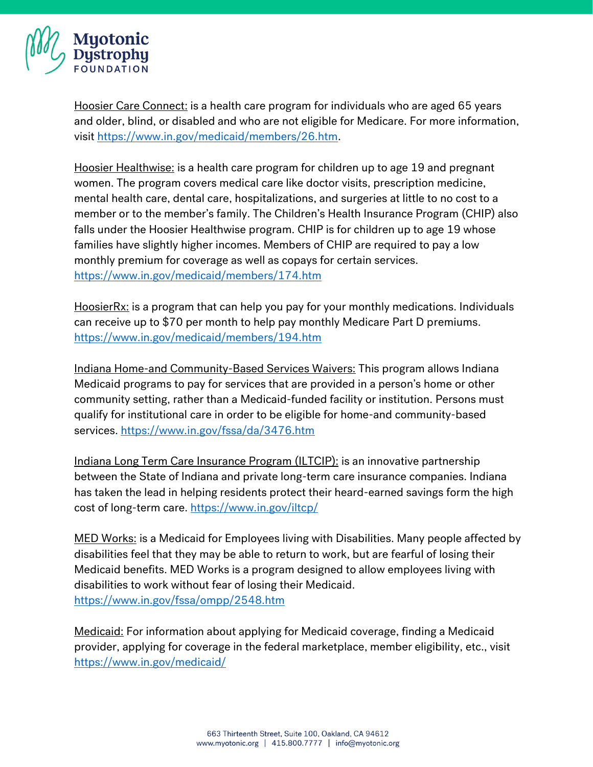Hoosier Care Connect: is a health care program for individuals who are aged 65 years and older, blind, or disabled and who are not eligible for Medicare. For more information, visit https://www.in.gov/medicaid/members/26.htm.

Hoosier Healthwise: is a health care program for children up to age 19 and pregnant women. The program covers medical care like doctor visits, prescription medicine, mental health care, dental care, hospitalizations, and surgeries at little to no cost to a member or to the member's family. The Children's Health Insurance Program (CHIP) also falls under the Hoosier Healthwise program. CHIP is for children up to age 19 whose families have slightly higher incomes. Members of CHIP are required to pay a low monthly premium for coverage as well as copays for certain services. https://www.in.gov/medicaid/members/174.htm

HoosierRx: is a program that can help you pay for your monthly medications. Individuals can receive up to $70 per month to help pay monthly Medicare Part D premiums. https://www.in.gov/medicaid/members/194.htm

Indiana Home-and Community-Based Services Waivers: This program allows Indiana Medicaid programs to pay for services that are provided in a person's home or other community setting, rather than a Medicaid-funded facility or institution. Persons must qualify for institutional care in order to be eligible for home-and community-based services. https://www.in.gov/fssa/da/3476.htm

Indiana Long Term Care Insurance Program (ILTCIP): is an innovative partnership between the State of Indiana and private long-term care insurance companies. Indiana has taken the lead in helping residents protect their heard-earned savings form the high cost of long-term care. https://www.in.gov/iltcp/

MED Works: is a Medicaid for Employees living with Disabilities. Many people affected by disabilities feel that they may be able to return to work, but are fearful of losing their Medicaid benefits. MED Works is a program designed to allow employees living with disabilities to work without fear of losing their Medicaid. https://www.in.gov/fssa/ompp/2548.htm

Medicaid: For information about applying for Medicaid coverage, finding a Medicaid provider, applying for coverage in the federal marketplace, member eligibility, etc., visit https://www.in.gov/medicaid/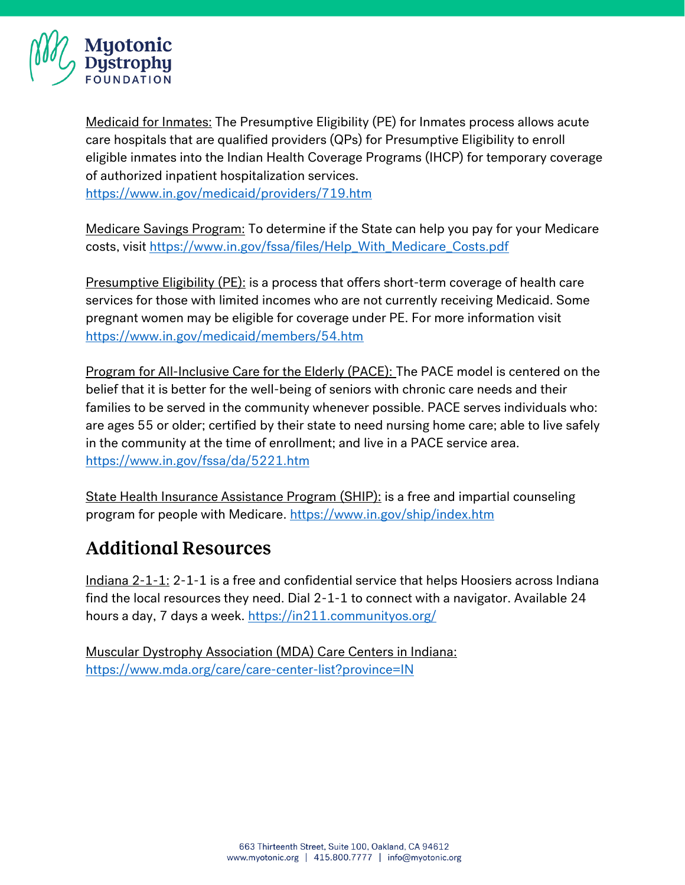Medicaid for Inmates: The Presumptive Eligibility (PE) for Inmates process allows acute care hospitals that are qualified providers (QPs) for Presumptive Eligibility to enroll eligible inmates into the Indian Health Coverage Programs (IHCP) for temporary coverage of authorized inpatient hospitalization services. https://www.in.gov/medicaid/providers/719.htm

Medicare Savings Program: To determine if the State can help you pay for your Medicare costs, visit https://www.in.gov/fssa/files/Help_With_Medicare_Costs.pdf

Presumptive Eligibility (PE): is a process that offers short-term coverage of health care services for those with limited incomes who are not currently receiving Medicaid. Some pregnant women may be eligible for coverage under PE. For more information visit https://www.in.gov/medicaid/members/54.htm

Program for All-Inclusive Care for the Elderly (PACE): The PACE model is centered on the belief that it is better for the well-being of seniors with chronic care needs and their families to be served in the community whenever possible. PACE serves individuals who: are ages 55 or older; certified by their state to need nursing home care; able to live safely in the community at the time of enrollment; and live in a PACE service area. https://www.in.gov/fssa/da/5221.htm

State Health Insurance Assistance Program (SHIP): is a free and impartial counseling program for people with Medicare. https://www.in.gov/ship/index.htm

## Additional Resources

Indiana 2-1-1: 2-1-1 is a free and confidential service that helps Hoosiers across Indiana find the local resources they need. Dial 2-1-1 to connect with a navigator. Available 24 hours a day, 7 days a week. https://in211.communityos.org/

Muscular Dystrophy Association (MDA) Care Centers in Indiana: https://www.mda.org/care/care-center-list?province=IN